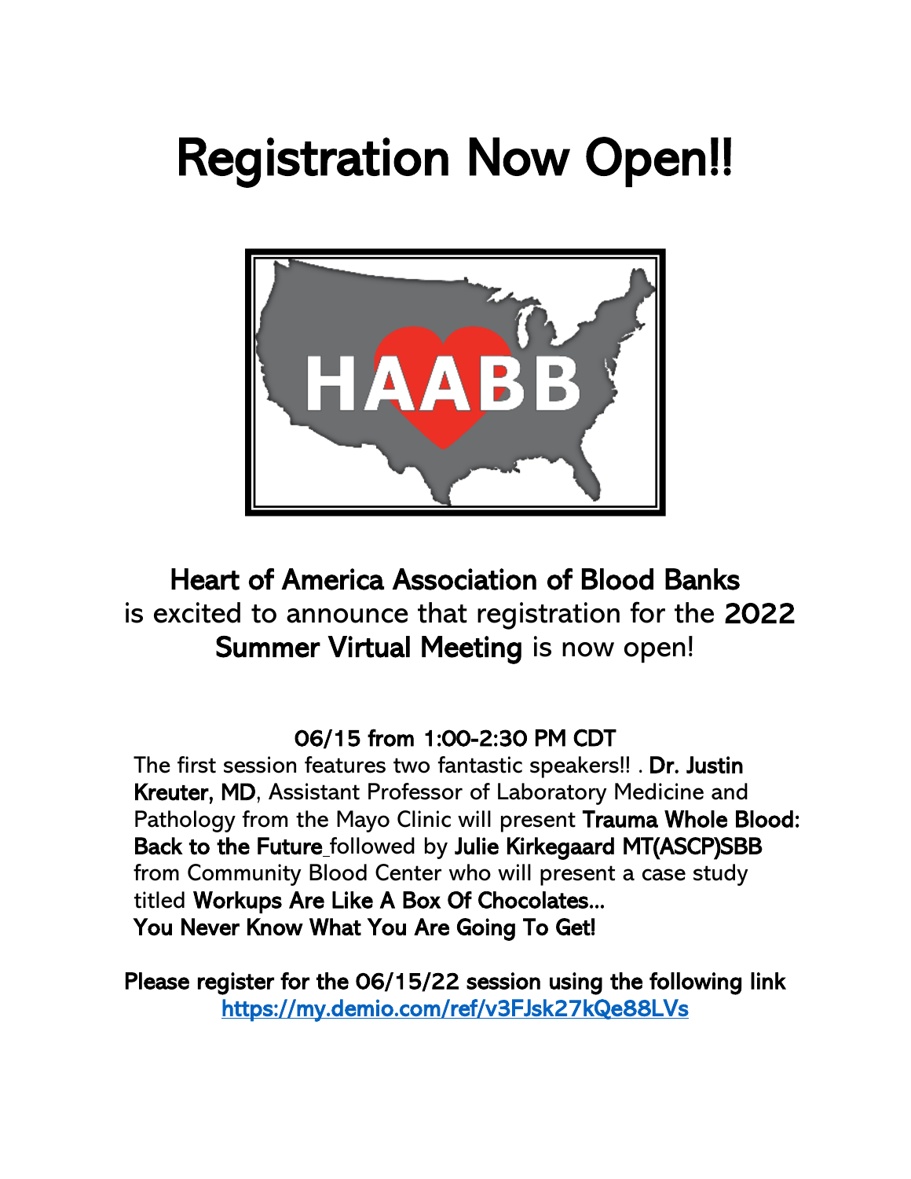# Registration Now Open!!

HAABB

**Heart of America Association of Blood Banks** is excited to announce that registration for the **2022 Summer Virtual Meeting** is now open!

**06/15 from 1:00-2:30 PM CDT**

The first session features two fantastic speakers!! . **Dr. Justin Kreuter, MD**, Assistant Professor of Laboratory Medicine and Pathology from the Mayo Clinic will present **Trauma Whole Blood: Back to the Future** followed by **Julie Kirkegaard MT(ASCP)SBB** from Community Blood Center who will present a case study titled **Workups Are Like A Box Of Chocolates… You Never Know What You Are Going To Get!**

**Please register for the 06/15/22 session using the following link**
**https://my.demio.com/ref/v3FJsk27kQe88LVs**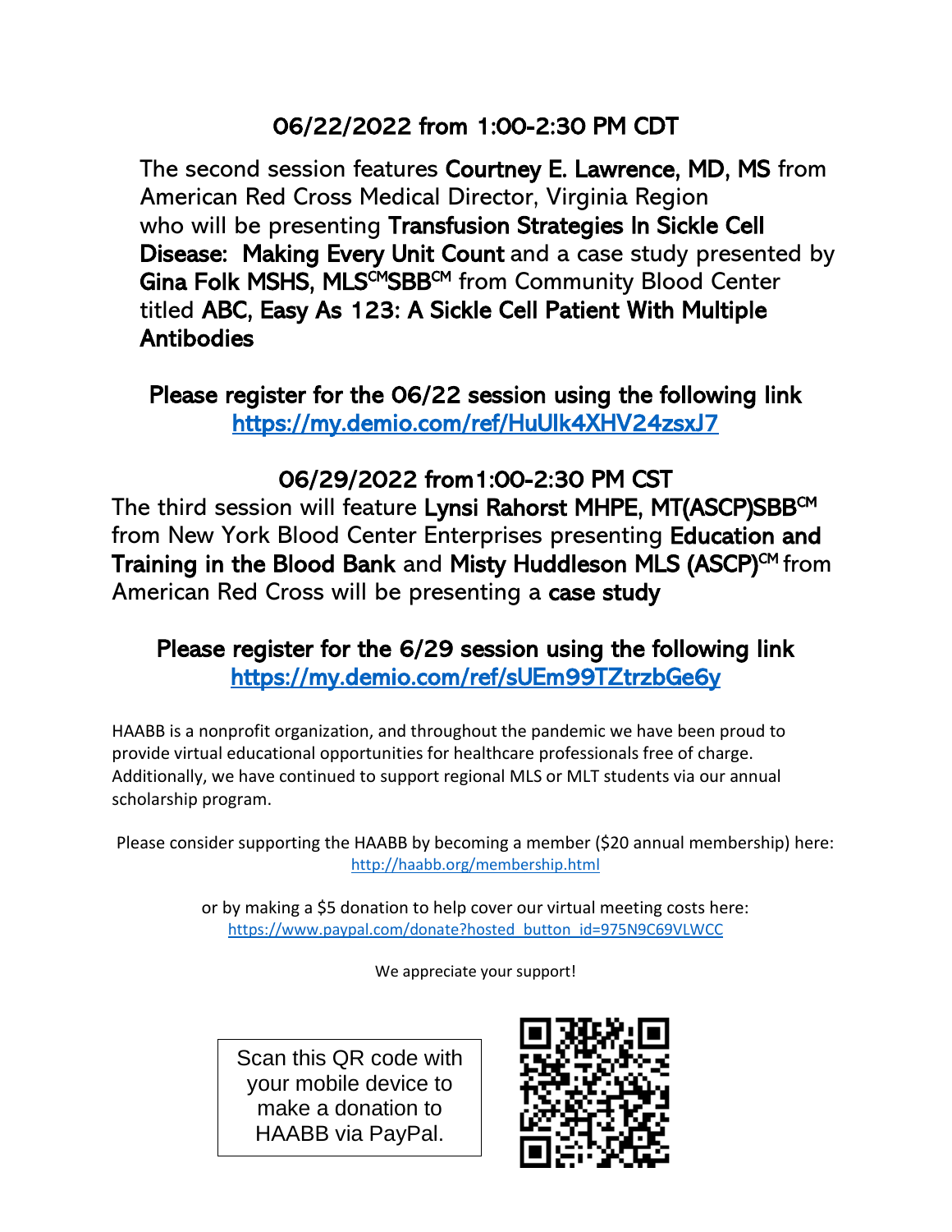## 06/22/2022 from 1:00-2:30 PM CDT

The second session features **Courtney E. Lawrence, MD, MS** from American Red Cross Medical Director, Virginia Region who will be presenting **Transfusion Strategies In Sickle Cell Disease: Making Every Unit Count** and a case study presented by **Gina Folk MSHS, MLS$^{CM}$SBB$^{CM}$** from Community Blood Center titled **ABC, Easy As 123: A Sickle Cell Patient With Multiple Antibodies**

**Please register for the 06/22 session using the following link**
https://my.demio.com/ref/HuUlk4XHV24zsxJ7

## 06/29/2022 from1:00-2:30 PM CST

The third session will feature **Lynsi Rahorst MHPE, MT(ASCP)SBB$^{CM}$** from New York Blood Center Enterprises presenting **Education and Training in the Blood Bank** and **Misty Huddleson MLS (ASCP)$^{CM}$** from American Red Cross will be presenting a **case study**

**Please register for the 6/29 session using the following link**
https://my.demio.com/ref/sUEm99TZtrzbGe6y

HAABB is a nonprofit organization, and throughout the pandemic we have been proud to provide virtual educational opportunities for healthcare professionals free of charge. Additionally, we have continued to support regional MLS or MLT students via our annual scholarship program.

Please consider supporting the HAABB by becoming a member ($20 annual membership) here:
http://haabb.org/membership.html

or by making a $5 donation to help cover our virtual meeting costs here:
https://www.paypal.com/donate?hosted_button_id=975N9C69VLWCC

We appreciate your support!

Scan this QR code with your mobile device to make a donation to HAABB via PayPal.